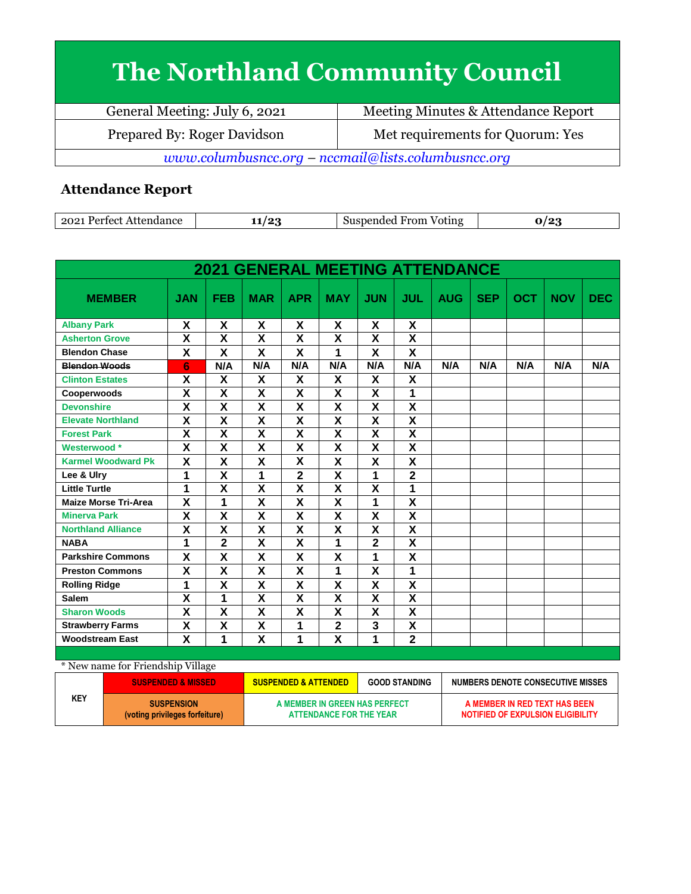# The Northland Community Council

| General Meeting: July 6, 2021 | Meeting Minutes & Attendance Report |
|---|---|
| Prepared By: Roger Davidson | Met requirements for Quorum: Yes |

*www.columbusncc.org – nccmail@lists.columbusncc.org*

## Attendance Report

| 2021 Perfect Attendance | 11/23 | Suspended From Voting | 0/23 |
|---|---|---|---|

| 2021 GENERAL MEETING ATTENDANCE | | | | | | | | | | | | |
|---|---|---|---|---|---|---|---|---|---|---|---|---|
| **MEMBER** | **JAN** | **FEB** | **MAR** | **APR** | **MAY** | **JUN** | **JUL** | **AUG** | **SEP** | **OCT** | **NOV** | **DEC** |
| Albany Park | X | X | X | X | X | X | X | | | | | |
| Asherton Grove | X | X | X | X | X | X | X | | | | | |
| Blendon Chase | X | X | X | X | 1 | X | X | | | | | |
| ~~Blendon Woods~~ | 6 | N/A | N/A | N/A | N/A | N/A | N/A | N/A | N/A | N/A | N/A | N/A |
| Clinton Estates | X | X | X | X | X | X | X | | | | | |
| Cooperwoods | X | X | X | X | X | X | 1 | | | | | |
| Devonshire | X | X | X | X | X | X | X | | | | | |
| Elevate Northland | X | X | X | X | X | X | X | | | | | |
| Forest Park | X | X | X | X | X | X | X | | | | | |
| Westerwood * | X | X | X | X | X | X | X | | | | | |
| Karmel Woodward Pk | X | X | X | X | X | X | X | | | | | |
| Lee & Ulry | 1 | X | 1 | 2 | X | 1 | 2 | | | | | |
| Little Turtle | 1 | X | X | X | X | X | 1 | | | | | |
| Maize Morse Tri-Area | X | 1 | X | X | X | 1 | X | | | | | |
| Minerva Park | X | X | X | X | X | X | X | | | | | |
| Northland Alliance | X | X | X | X | X | X | X | | | | | |
| NABA | 1 | 2 | X | X | 1 | 2 | X | | | | | |
| Parkshire Commons | X | X | X | X | X | 1 | X | | | | | |
| Preston Commons | X | X | X | X | 1 | X | 1 | | | | | |
| Rolling Ridge | 1 | X | X | X | X | X | X | | | | | |
| Salem | X | 1 | X | X | X | X | X | | | | | |
| Sharon Woods | X | X | X | X | X | X | X | | | | | |
| Strawberry Farms | X | X | X | 1 | 2 | 3 | X | | | | | |
| Woodstream East | X | 1 | X | 1 | X | 1 | 2 | | | | | |

\* New name for Friendship Village

| KEY | SUSPENDED & MISSED | SUSPENDED & ATTENDED | GOOD STANDING | NUMBERS DENOTE CONSECUTIVE MISSES |
|---|---|---|---|---|
| | SUSPENSION (voting privileges forfeiture) | A MEMBER IN GREEN HAS PERFECT ATTENDANCE FOR THE YEAR | | A MEMBER IN RED TEXT HAS BEEN NOTIFIED OF EXPULSION ELIGIBILITY |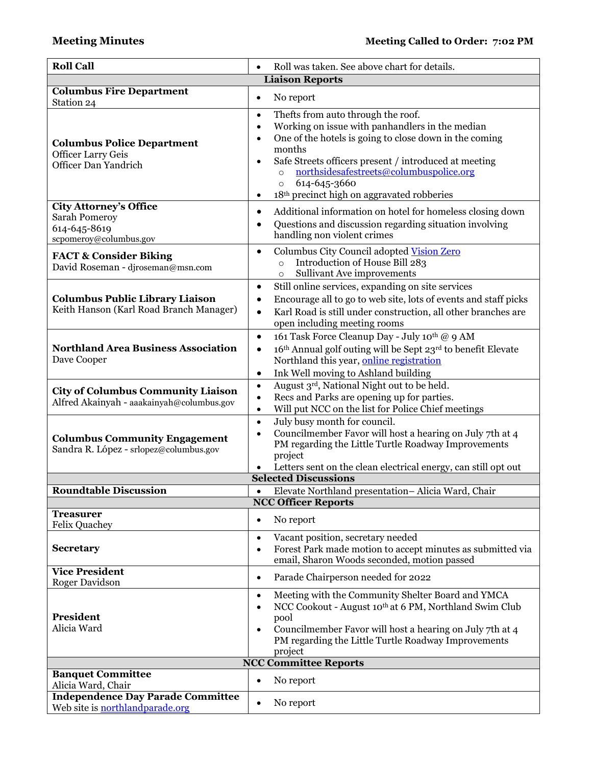**Meeting Minutes** **Meeting Called to Order: 7:02 PM**

| | |
|---|---|
| **Roll Call** | • Roll was taken. See above chart for details. |
| **Liaison Reports** | |
| **Columbus Fire Department**<br>Station 24 | • No report |
| **Columbus Police Department**<br>Officer Larry Geis<br>Officer Dan Yandrich | • Thefts from auto through the roof.<br>• Working on issue with panhandlers in the median<br>• One of the hotels is going to close down in the coming months<br>• Safe Streets officers present / introduced at meeting<br>  ○ northsidesafestreets@columbuspolice.org<br>  ○ 614-645-3660<br>• 18th precinct high on aggravated robberies |
| **City Attorney's Office**<br>Sarah Pomeroy<br>614-645-8619<br>scpomeroy@columbus.gov | • Additional information on hotel for homeless closing down<br>• Questions and discussion regarding situation involving handling non violent crimes |
| **FACT & Consider Biking**<br>David Roseman - djroseman@msn.com | • Columbus City Council adopted Vision Zero<br>  ○ Introduction of House Bill 283<br>  ○ Sullivant Ave improvements |
| **Columbus Public Library Liaison**<br>Keith Hanson (Karl Road Branch Manager) | • Still online services, expanding on site services<br>• Encourage all to go to web site, lots of events and staff picks<br>• Karl Road is still under construction, all other branches are open including meeting rooms |
| **Northland Area Business Association**<br>Dave Cooper | • 161 Task Force Cleanup Day - July 10th @ 9 AM<br>• 16th Annual golf outing will be Sept 23rd to benefit Elevate Northland this year, online registration<br>• Ink Well moving to Ashland building |
| **City of Columbus Community Liaison**<br>Alfred Akainyah - aaakainyah@columbus.gov | • August 3rd, National Night out to be held.<br>• Recs and Parks are opening up for parties.<br>• Will put NCC on the list for Police Chief meetings |
| **Columbus Community Engagement**<br>Sandra R. López - srlopez@columbus.gov | • July busy month for council.<br>• Councilmember Favor will host a hearing on July 7th at 4 PM regarding the Little Turtle Roadway Improvements project<br>• Letters sent on the clean electrical energy, can still opt out |
| **Selected Discussions** | |
| **Roundtable Discussion** | • Elevate Northland presentation– Alicia Ward, Chair |
| **NCC Officer Reports** | |
| **Treasurer**<br>Felix Quachey | • No report |
| **Secretary** | • Vacant position, secretary needed<br>• Forest Park made motion to accept minutes as submitted via email, Sharon Woods seconded, motion passed |
| **Vice President**<br>Roger Davidson | • Parade Chairperson needed for 2022 |
| **President**<br>Alicia Ward | • Meeting with the Community Shelter Board and YMCA<br>• NCC Cookout - August 10th at 6 PM, Northland Swim Club pool<br>• Councilmember Favor will host a hearing on July 7th at 4 PM regarding the Little Turtle Roadway Improvements project |
| **NCC Committee Reports** | |
| **Banquet Committee**<br>Alicia Ward, Chair | • No report |
| **Independence Day Parade Committee**<br>Web site is northlandparade.org | • No report |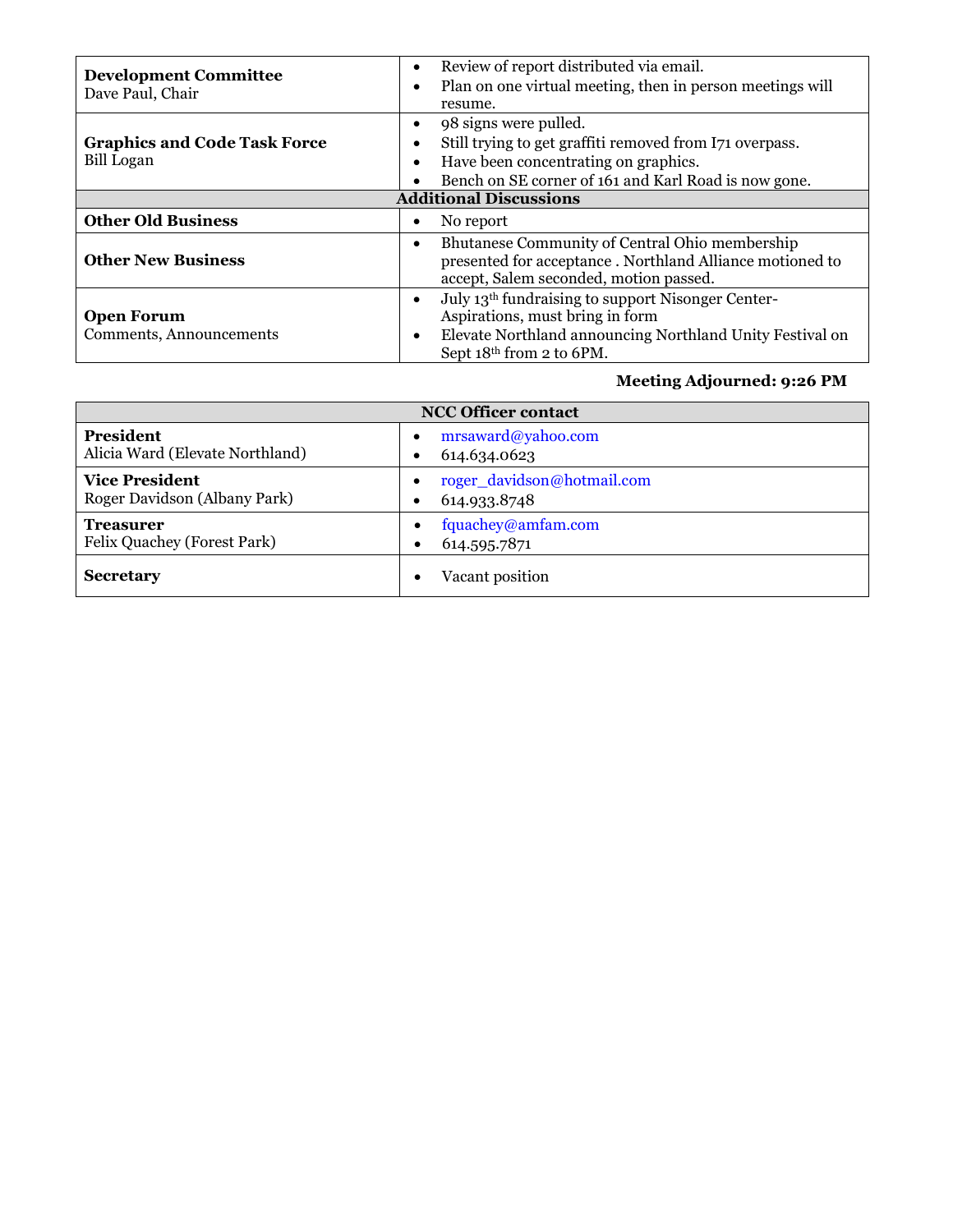| | |
|---|---|
| **Development Committee**<br>Dave Paul, Chair | • Review of report distributed via email.<br>• Plan on one virtual meeting, then in person meetings will resume. |
| **Graphics and Code Task Force**<br>Bill Logan | • 98 signs were pulled.<br>• Still trying to get graffiti removed from I71 overpass.<br>• Have been concentrating on graphics.<br>• Bench on SE corner of 161 and Karl Road is now gone. |
| **Additional Discussions** | |
| **Other Old Business** | • No report |
| **Other New Business** | • Bhutanese Community of Central Ohio membership presented for acceptance . Northland Alliance motioned to accept, Salem seconded, motion passed. |
| **Open Forum**<br>Comments, Announcements | • July 13th fundraising to support Nisonger Center-Aspirations, must bring in form<br>• Elevate Northland announcing Northland Unity Festival on Sept 18th from 2 to 6PM. |

**Meeting Adjourned: 9:26 PM**

| **NCC Officer contact** | |
|---|---|
| **President**<br>Alicia Ward (Elevate Northland) | • mrsaward@yahoo.com<br>• 614.634.0623 |
| **Vice President**<br>Roger Davidson (Albany Park) | • roger_davidson@hotmail.com<br>• 614.933.8748 |
| **Treasurer**<br>Felix Quachey (Forest Park) | • fquachey@amfam.com<br>• 614.595.7871 |
| **Secretary** | • Vacant position |